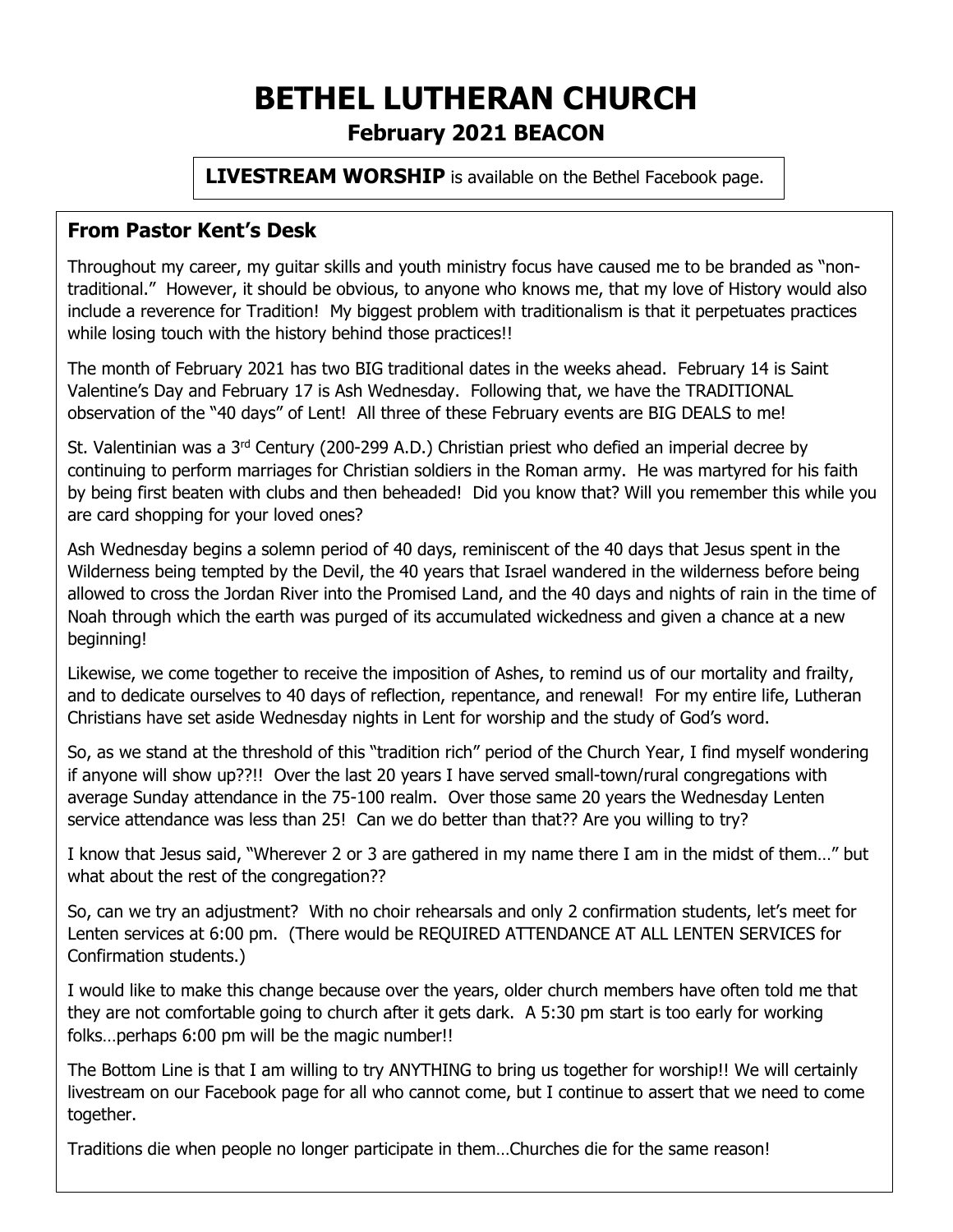# BETHEL LUTHERAN CHURCH

## February 2021 BEACON

**LIVESTREAM WORSHIP** is available on the Bethel Facebook page.

### From Pastor Kent's Desk

Throughout my career, my guitar skills and youth ministry focus have caused me to be branded as "non-traditional." However, it should be obvious, to anyone who knows me, that my love of History would also include a reverence for Tradition! My biggest problem with traditionalism is that it perpetuates practices while losing touch with the history behind those practices!!

The month of February 2021 has two BIG traditional dates in the weeks ahead. February 14 is Saint Valentine's Day and February 17 is Ash Wednesday. Following that, we have the TRADITIONAL observation of the "40 days" of Lent! All three of these February events are BIG DEALS to me!

St. Valentinian was a 3rd Century (200-299 A.D.) Christian priest who defied an imperial decree by continuing to perform marriages for Christian soldiers in the Roman army. He was martyred for his faith by being first beaten with clubs and then beheaded! Did you know that? Will you remember this while you are card shopping for your loved ones?

Ash Wednesday begins a solemn period of 40 days, reminiscent of the 40 days that Jesus spent in the Wilderness being tempted by the Devil, the 40 years that Israel wandered in the wilderness before being allowed to cross the Jordan River into the Promised Land, and the 40 days and nights of rain in the time of Noah through which the earth was purged of its accumulated wickedness and given a chance at a new beginning!

Likewise, we come together to receive the imposition of Ashes, to remind us of our mortality and frailty, and to dedicate ourselves to 40 days of reflection, repentance, and renewal! For my entire life, Lutheran Christians have set aside Wednesday nights in Lent for worship and the study of God's word.

So, as we stand at the threshold of this "tradition rich" period of the Church Year, I find myself wondering if anyone will show up??!! Over the last 20 years I have served small-town/rural congregations with average Sunday attendance in the 75-100 realm. Over those same 20 years the Wednesday Lenten service attendance was less than 25! Can we do better than that?? Are you willing to try?

I know that Jesus said, "Wherever 2 or 3 are gathered in my name there I am in the midst of them…" but what about the rest of the congregation??

So, can we try an adjustment? With no choir rehearsals and only 2 confirmation students, let's meet for Lenten services at 6:00 pm. (There would be REQUIRED ATTENDANCE AT ALL LENTEN SERVICES for Confirmation students.)

I would like to make this change because over the years, older church members have often told me that they are not comfortable going to church after it gets dark. A 5:30 pm start is too early for working folks…perhaps 6:00 pm will be the magic number!!

The Bottom Line is that I am willing to try ANYTHING to bring us together for worship!! We will certainly livestream on our Facebook page for all who cannot come, but I continue to assert that we need to come together.

Traditions die when people no longer participate in them…Churches die for the same reason!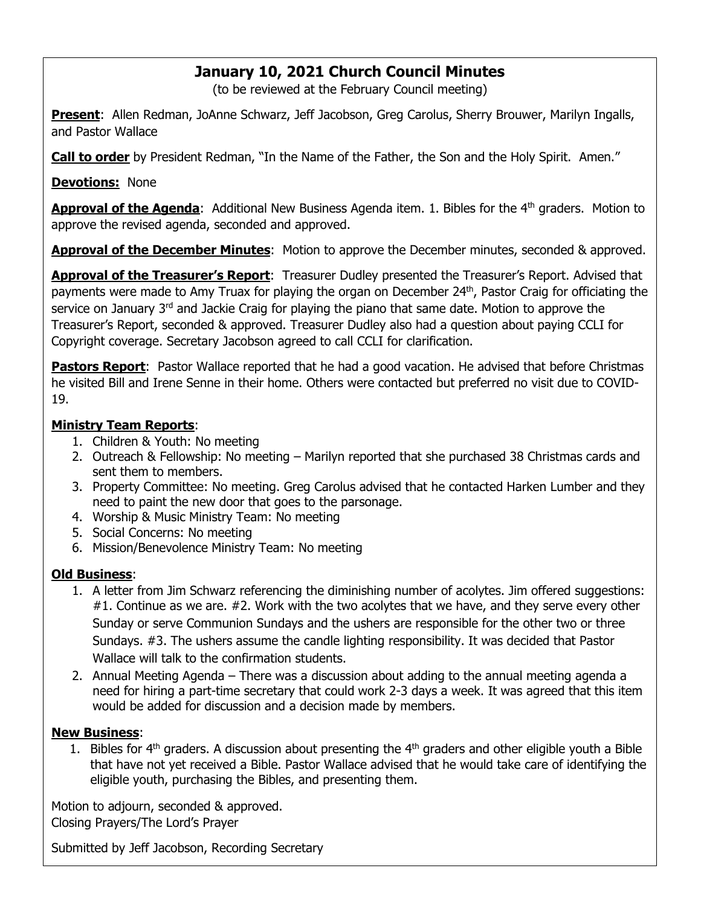# January 10, 2021 Church Council Minutes

(to be reviewed at the February Council meeting)

**Present**: Allen Redman, JoAnne Schwarz, Jeff Jacobson, Greg Carolus, Sherry Brouwer, Marilyn Ingalls, and Pastor Wallace

**Call to order** by President Redman, "In the Name of the Father, the Son and the Holy Spirit. Amen."

**Devotions:** None

**Approval of the Agenda**: Additional New Business Agenda item. 1. Bibles for the 4th graders. Motion to approve the revised agenda, seconded and approved.

**Approval of the December Minutes**: Motion to approve the December minutes, seconded & approved.

**Approval of the Treasurer's Report**: Treasurer Dudley presented the Treasurer's Report. Advised that payments were made to Amy Truax for playing the organ on December 24th, Pastor Craig for officiating the service on January 3rd and Jackie Craig for playing the piano that same date. Motion to approve the Treasurer's Report, seconded & approved. Treasurer Dudley also had a question about paying CCLI for Copyright coverage. Secretary Jacobson agreed to call CCLI for clarification.

**Pastors Report**: Pastor Wallace reported that he had a good vacation. He advised that before Christmas he visited Bill and Irene Senne in their home. Others were contacted but preferred no visit due to COVID-19.

**Ministry Team Reports**:

1. Children & Youth: No meeting
2. Outreach & Fellowship: No meeting – Marilyn reported that she purchased 38 Christmas cards and sent them to members.
3. Property Committee: No meeting. Greg Carolus advised that he contacted Harken Lumber and they need to paint the new door that goes to the parsonage.
4. Worship & Music Ministry Team: No meeting
5. Social Concerns: No meeting
6. Mission/Benevolence Ministry Team: No meeting

**Old Business**:

1. A letter from Jim Schwarz referencing the diminishing number of acolytes. Jim offered suggestions: #1. Continue as we are. #2. Work with the two acolytes that we have, and they serve every other Sunday or serve Communion Sundays and the ushers are responsible for the other two or three Sundays. #3. The ushers assume the candle lighting responsibility. It was decided that Pastor Wallace will talk to the confirmation students.
2. Annual Meeting Agenda – There was a discussion about adding to the annual meeting agenda a need for hiring a part-time secretary that could work 2-3 days a week. It was agreed that this item would be added for discussion and a decision made by members.

**New Business**:

1. Bibles for 4th graders. A discussion about presenting the 4th graders and other eligible youth a Bible that have not yet received a Bible. Pastor Wallace advised that he would take care of identifying the eligible youth, purchasing the Bibles, and presenting them.

Motion to adjourn, seconded & approved.
Closing Prayers/The Lord's Prayer

Submitted by Jeff Jacobson, Recording Secretary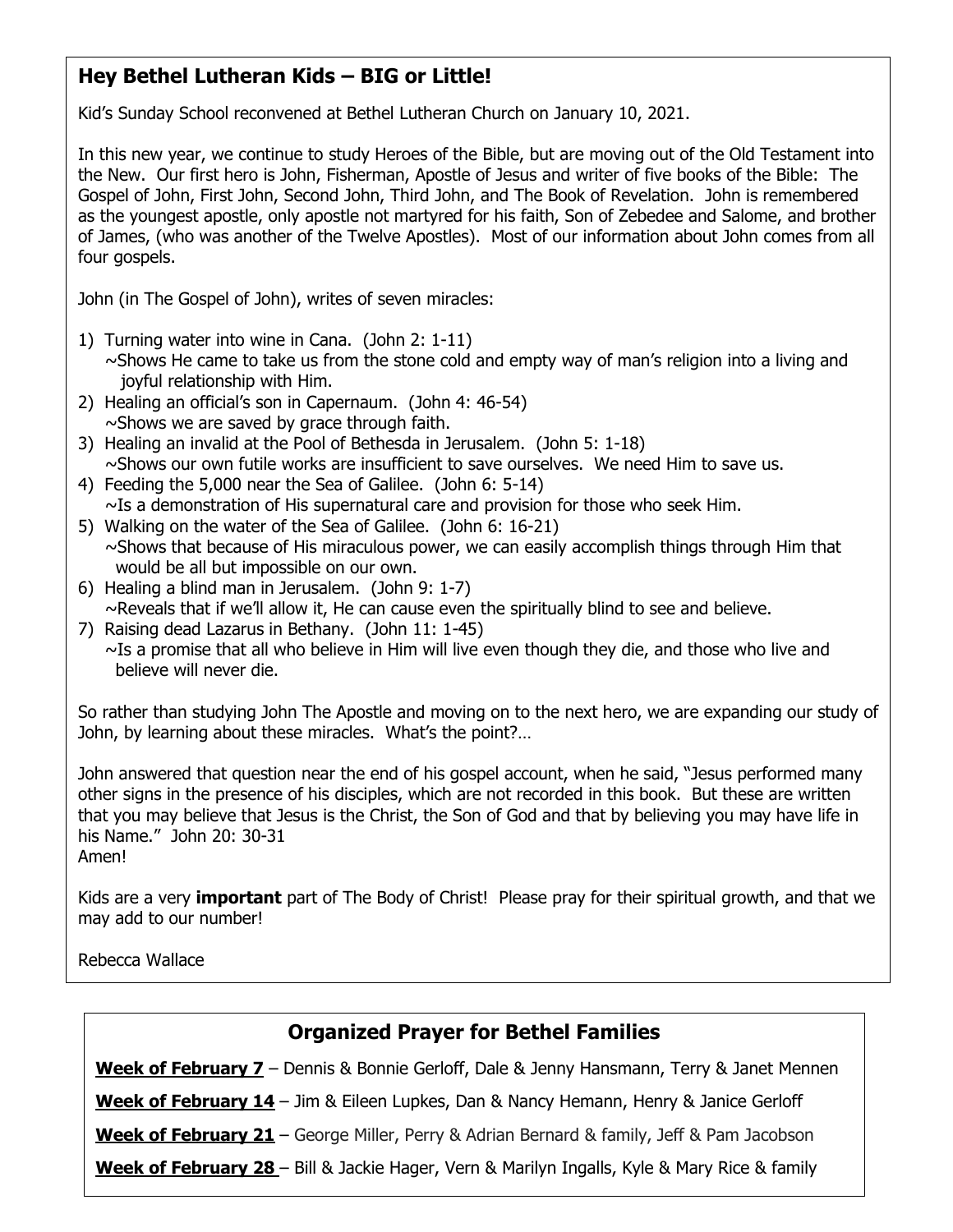## Hey Bethel Lutheran Kids – BIG or Little!

Kid's Sunday School reconvened at Bethel Lutheran Church on January 10, 2021.

In this new year, we continue to study Heroes of the Bible, but are moving out of the Old Testament into the New. Our first hero is John, Fisherman, Apostle of Jesus and writer of five books of the Bible: The Gospel of John, First John, Second John, Third John, and The Book of Revelation. John is remembered as the youngest apostle, only apostle not martyred for his faith, Son of Zebedee and Salome, and brother of James, (who was another of the Twelve Apostles). Most of our information about John comes from all four gospels.

John (in The Gospel of John), writes of seven miracles:

1) Turning water into wine in Cana. (John 2: 1-11)
   ~Shows He came to take us from the stone cold and empty way of man's religion into a living and joyful relationship with Him.
2) Healing an official's son in Capernaum. (John 4: 46-54)
   ~Shows we are saved by grace through faith.
3) Healing an invalid at the Pool of Bethesda in Jerusalem. (John 5: 1-18)
   ~Shows our own futile works are insufficient to save ourselves. We need Him to save us.
4) Feeding the 5,000 near the Sea of Galilee. (John 6: 5-14)
   ~Is a demonstration of His supernatural care and provision for those who seek Him.
5) Walking on the water of the Sea of Galilee. (John 6: 16-21)
   ~Shows that because of His miraculous power, we can easily accomplish things through Him that would be all but impossible on our own.
6) Healing a blind man in Jerusalem. (John 9: 1-7)
   ~Reveals that if we'll allow it, He can cause even the spiritually blind to see and believe.
7) Raising dead Lazarus in Bethany. (John 11: 1-45)
   ~Is a promise that all who believe in Him will live even though they die, and those who live and believe will never die.

So rather than studying John The Apostle and moving on to the next hero, we are expanding our study of John, by learning about these miracles. What's the point?…

John answered that question near the end of his gospel account, when he said, "Jesus performed many other signs in the presence of his disciples, which are not recorded in this book. But these are written that you may believe that Jesus is the Christ, the Son of God and that by believing you may have life in his Name." John 20: 30-31
Amen!

Kids are a very **important** part of The Body of Christ! Please pray for their spiritual growth, and that we may add to our number!

Rebecca Wallace

## Organized Prayer for Bethel Families

**Week of February 7** – Dennis & Bonnie Gerloff, Dale & Jenny Hansmann, Terry & Janet Mennen

**Week of February 14** – Jim & Eileen Lupkes, Dan & Nancy Hemann, Henry & Janice Gerloff

**Week of February 21** – George Miller, Perry & Adrian Bernard & family, Jeff & Pam Jacobson

**Week of February 28** – Bill & Jackie Hager, Vern & Marilyn Ingalls, Kyle & Mary Rice & family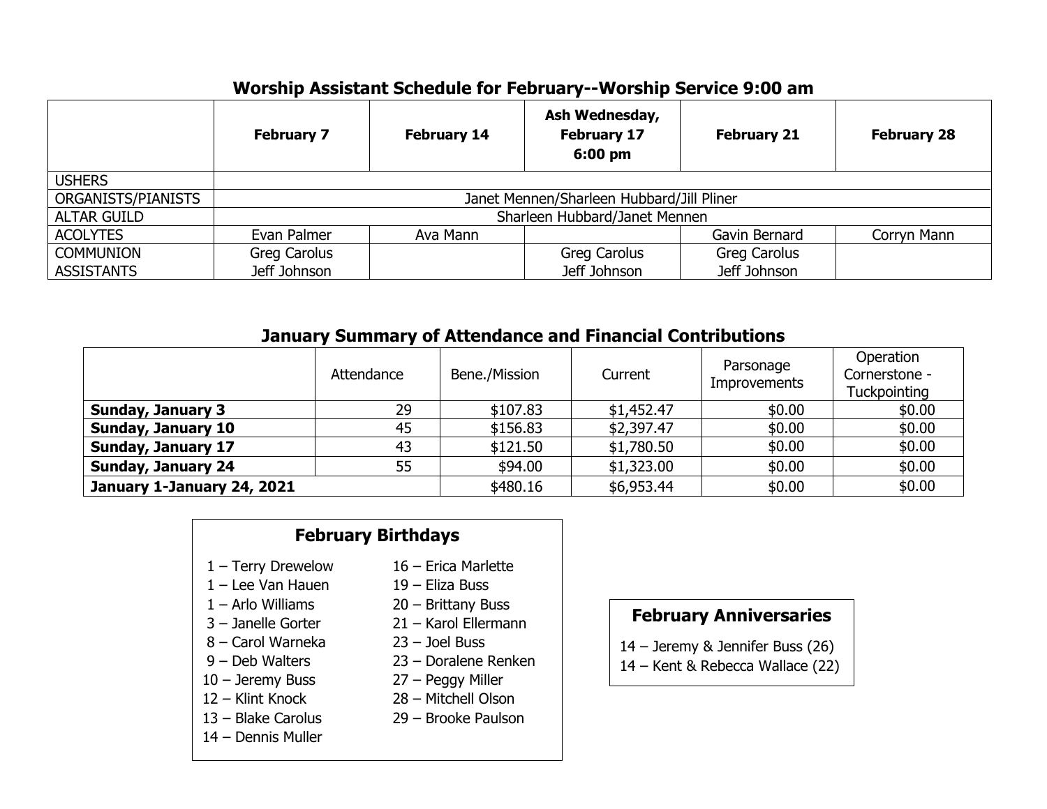## Worship Assistant Schedule for February--Worship Service 9:00 am

| | February 7 | February 14 | Ash Wednesday, February 17 6:00 pm | February 21 | February 28 |
|---|---|---|---|---|---|
| USHERS | | | | | |
| ORGANISTS/PIANISTS | Janet Mennen/Sharleen Hubbard/Jill Pliner | | | | |
| ALTAR GUILD | Sharleen Hubbard/Janet Mennen | | | | |
| ACOLYTES | Evan Palmer | Ava Mann | | Gavin Bernard | Corryn Mann |
| COMMUNION ASSISTANTS | Greg Carolus<br>Jeff Johnson | | Greg Carolus<br>Jeff Johnson | Greg Carolus<br>Jeff Johnson | |

## January Summary of Attendance and Financial Contributions

| | Attendance | Bene./Mission | Current | Parsonage Improvements | Operation Cornerstone - Tuckpointing |
|---|---|---|---|---|---|
| **Sunday, January 3** | 29 | $107.83 | $1,452.47 | $0.00 | $0.00 |
| **Sunday, January 10** | 45 | $156.83 | $2,397.47 | $0.00 | $0.00 |
| **Sunday, January 17** | 43 | $121.50 | $1,780.50 | $0.00 | $0.00 |
| **Sunday, January 24** | 55 | $94.00 | $1,323.00 | $0.00 | $0.00 |
| **January 1-January 24, 2021** | | $480.16 | $6,953.44 | $0.00 | $0.00 |

### February Birthdays

1 – Terry Drewelow
1 – Lee Van Hauen
1 – Arlo Williams
3 – Janelle Gorter
8 – Carol Warneka
9 – Deb Walters
10 – Jeremy Buss
12 – Klint Knock
13 – Blake Carolus
14 – Dennis Muller
16 – Erica Marlette
19 – Eliza Buss
20 – Brittany Buss
21 – Karol Ellermann
23 – Joel Buss
23 – Doralene Renken
27 – Peggy Miller
28 – Mitchell Olson
29 – Brooke Paulson

### February Anniversaries

14 – Jeremy & Jennifer Buss (26)
14 – Kent & Rebecca Wallace (22)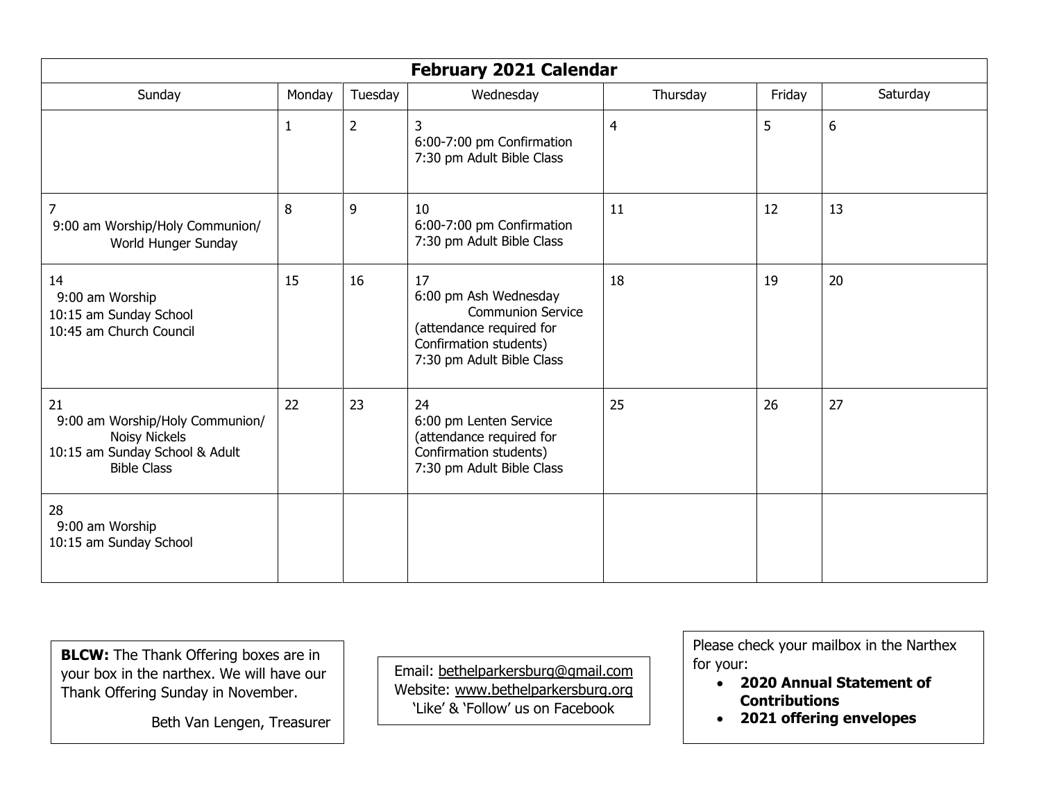| February 2021 Calendar | | | | | | |
|---|---|---|---|---|---|---|
| Sunday | Monday | Tuesday | Wednesday | Thursday | Friday | Saturday |
| | 1 | 2 | 3<br>6:00-7:00 pm Confirmation<br>7:30 pm Adult Bible Class | 4 | 5 | 6 |
| 7<br>9:00 am Worship/Holy Communion/ World Hunger Sunday | 8 | 9 | 10<br>6:00-7:00 pm Confirmation<br>7:30 pm Adult Bible Class | 11 | 12 | 13 |
| 14<br>9:00 am Worship<br>10:15 am Sunday School<br>10:45 am Church Council | 15 | 16 | 17<br>6:00 pm Ash Wednesday Communion Service (attendance required for Confirmation students)<br>7:30 pm Adult Bible Class | 18 | 19 | 20 |
| 21<br>9:00 am Worship/Holy Communion/ Noisy Nickels<br>10:15 am Sunday School & Adult Bible Class | 22 | 23 | 24<br>6:00 pm Lenten Service (attendance required for Confirmation students)<br>7:30 pm Adult Bible Class | 25 | 26 | 27 |
| 28<br>9:00 am Worship<br>10:15 am Sunday School | | | | | | |

**BLCW:** The Thank Offering boxes are in your box in the narthex. We will have our Thank Offering Sunday in November.

Beth Van Lengen, Treasurer

Email: bethelparkersburg@gmail.com
Website: www.bethelparkersburg.org
'Like' & 'Follow' us on Facebook

Please check your mailbox in the Narthex for your:

- **2020 Annual Statement of Contributions**
- **2021 offering envelopes**